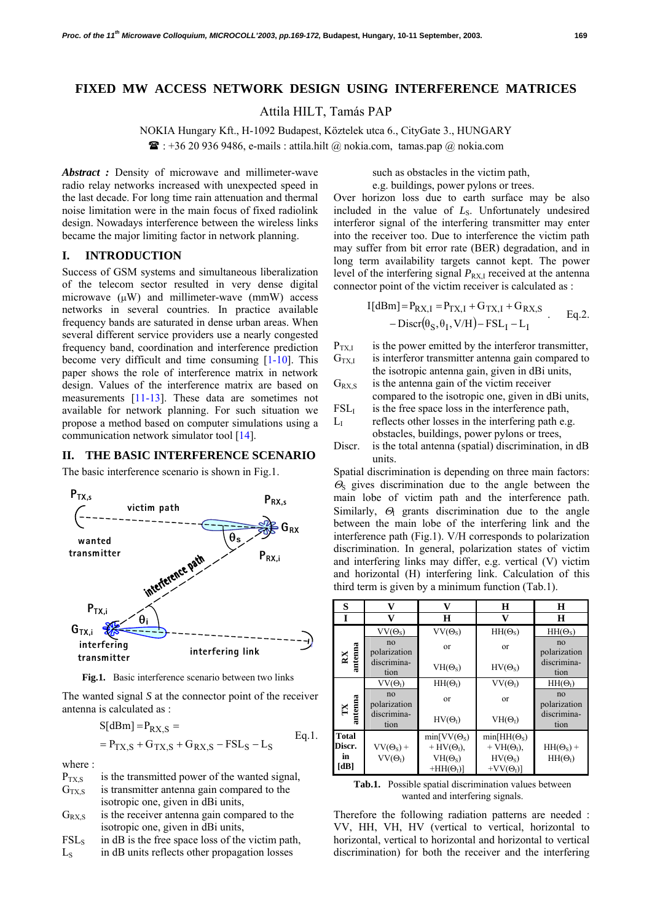# FIXED MW ACCESS NETWORK DESIGN USING INTERFERENCE MATRICES

Attila HILT, Tamás PAP

NOKIA Hungary Kft., H-1092 Budapest, Köztelek utca 6., CityGate 3., HUNGARY

☎ : +36 20 936 9486, e-mails : attila.hilt @ nokia.com, tamas.pap @ nokia.com

***Abstract :*** Density of microwave and millimeter-wave radio relay networks increased with unexpected speed in the last decade. For long time rain attenuation and thermal noise limitation were in the main focus of fixed radiolink design. Nowadays interference between the wireless links became the major limiting factor in network planning.

## I. INTRODUCTION

Success of GSM systems and simultaneous liberalization of the telecom sector resulted in very dense digital microwave (μW) and millimeter-wave (mmW) access networks in several countries. In practice available frequency bands are saturated in dense urban areas. When several different service providers use a nearly congested frequency band, coordination and interference prediction become very difficult and time consuming [1-10]. This paper shows the role of interference matrix in network design. Values of the interference matrix are based on measurements [11-13]. These data are sometimes not available for network planning. For such situation we propose a method based on computer simulations using a communication network simulator tool [14].

## II. THE BASIC INTERFERENCE SCENARIO

The basic interference scenario is shown in Fig.1.

$P_{TX,s}$

victim path

wanted transmitter

$P_{RX,s}$

$G_{RX}$

$\theta_S$

$P_{RX,i}$

interference path

$P_{TX,i}$

$\theta_i$

$G_{TX,i}$

interfering transmitter

interfering link

**Fig.1.** Basic interference scenario between two links

The wanted signal $S$ at the connector point of the receiver antenna is calculated as :

$$S[\text{dBm}] = P_{RX,S} = \\ = P_{TX,S} + G_{TX,S} + G_{RX,S} - FSL_S - L_S \qquad \text{Eq.1.}$$

where :

- $P_{TX,S}$ is the transmitted power of the wanted signal,
- $G_{TX,S}$ is transmitter antenna gain compared to the isotropic one, given in dBi units,
- $G_{RX,S}$ is the receiver antenna gain compared to the isotropic one, given in dBi units,
- $FSL_S$ in dB is the free space loss of the victim path,
- $L_S$ in dB units reflects other propagation losses such as obstacles in the victim path, e.g. buildings, power pylons or trees.

Over horizon loss due to earth surface may be also included in the value of $L_S$. Unfortunately undesired interferor signal of the interfering transmitter may enter into the receiver too. Due to interference the victim path may suffer from bit error rate (BER) degradation, and in long term availability targets cannot kept. The power level of the interfering signal $P_{RX,I}$ received at the antenna connector point of the victim receiver is calculated as :

$$I[\text{dBm}] = P_{RX,I} = P_{TX,I} + G_{TX,I} + G_{RX,S} \\ - \text{Discr}(\theta_S, \theta_I, V/H) - FSL_I - L_I \qquad \text{Eq.2.}$$

- $P_{TX,I}$ is the power emitted by the interferor transmitter,
- $G_{TX,I}$ is interferor transmitter antenna gain compared to the isotropic antenna gain, given in dBi units,
- $G_{RX,S}$ is the antenna gain of the victim receiver compared to the isotropic one, given in dBi units,
- $FSL_I$ is the free space loss in the interference path,
- $L_I$ reflects other losses in the interfering path e.g. obstacles, buildings, power pylons or trees,
- Discr. is the total antenna (spatial) discrimination, in dB units.

Spatial discrimination is depending on three main factors: $\Theta_S$ gives discrimination due to the angle between the main lobe of victim path and the interference path. Similarly, $\Theta_I$ grants discrimination due to the angle between the main lobe of the interfering link and the interference path (Fig.1). V/H corresponds to polarization discrimination. In general, polarization states of victim and interfering links may differ, e.g. vertical (V) victim and horizontal (H) interfering link. Calculation of this third term is given by a minimum function (Tab.1).

| S | V | V | H | H |
|---|---|---|---|---|
| I | V | H | V | H |
| RX antenna | $VV(\Theta_S)$ no polarization discrimination | $VV(\Theta_S)$ or $VH(\Theta_S)$ | $HH(\Theta_S)$ or $HV(\Theta_S)$ | $HH(\Theta_S)$ no polarization discrimination |
| TX antenna | $VV(\Theta_I)$ no polarization discrimination | $HH(\Theta_I)$ or $HV(\Theta_I)$ | $VV(\Theta_I)$ or $VH(\Theta_I)$ | $HH(\Theta_I)$ no polarization discrimination |
| Total Discr. in [dB] | $VV(\Theta_S) + VV(\Theta_I)$ | $\min[VV(\Theta_S) + HV(\Theta_I), VH(\Theta_S) + HH(\Theta_I)]$ | $\min[HH(\Theta_S) + VH(\Theta_I), HV(\Theta_S) + VV(\Theta_I)]$ | $HH(\Theta_S) + HH(\Theta_I)$ |

**Tab.1.** Possible spatial discrimination values between wanted and interfering signals.

Therefore the following radiation patterns are needed : VV, HH, VH, HV (vertical to vertical, horizontal to horizontal, vertical to horizontal and horizontal to vertical discrimination) for both the receiver and the interfering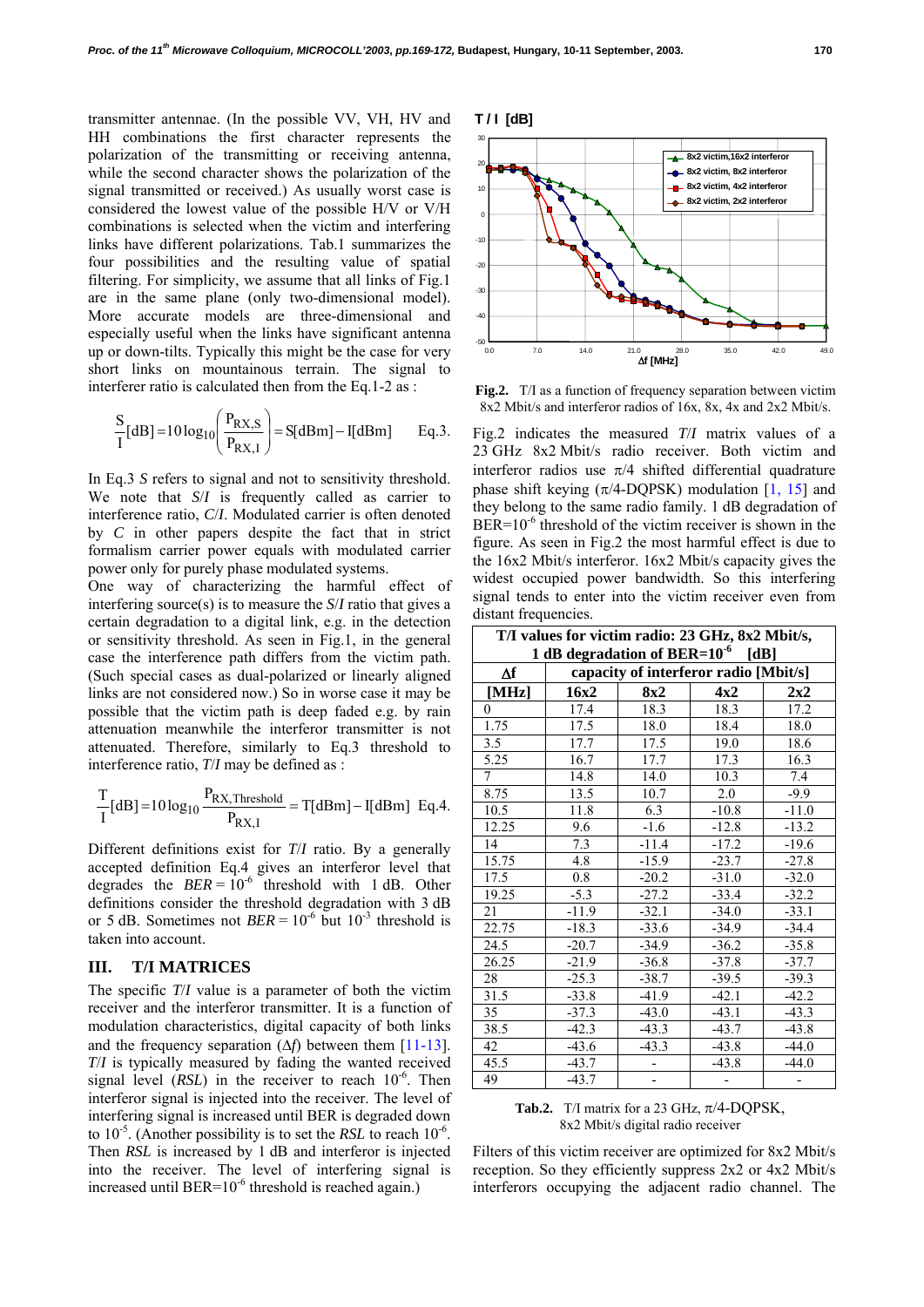transmitter antennae. (In the possible VV, VH, HV and HH combinations the first character represents the polarization of the transmitting or receiving antenna, while the second character shows the polarization of the signal transmitted or received.) As usually worst case is considered the lowest value of the possible H/V or V/H combinations is selected when the victim and interfering links have different polarizations. Tab.1 summarizes the four possibilities and the resulting value of spatial filtering. For simplicity, we assume that all links of Fig.1 are in the same plane (only two-dimensional model). More accurate models are three-dimensional and especially useful when the links have significant antenna up or down-tilts. Typically this might be the case for very short links on mountainous terrain. The signal to interferer ratio is calculated then from the Eq.1-2 as :

$$\frac{S}{I}[\mathrm{dB}] = 10\log_{10}\left(\frac{P_{RX,S}}{P_{RX,I}}\right) = S[\mathrm{dBm}] - I[\mathrm{dBm}] \qquad \text{Eq.3.}$$

In Eq.3 *S* refers to signal and not to sensitivity threshold. We note that *S*/*I* is frequently called as carrier to interference ratio, *C*/*I*. Modulated carrier is often denoted by *C* in other papers despite the fact that in strict formalism carrier power equals with modulated carrier power only for purely phase modulated systems.

One way of characterizing the harmful effect of interfering source(s) is to measure the *S*/*I* ratio that gives a certain degradation to a digital link, e.g. in the detection or sensitivity threshold. As seen in Fig.1, in the general case the interference path differs from the victim path. (Such special cases as dual-polarized or linearly aligned links are not considered now.) So in worse case it may be possible that the victim path is deep faded e.g. by rain attenuation meanwhile the interferer transmitter is not attenuated. Therefore, similarly to Eq.3 threshold to interference ratio, *T*/*I* may be defined as :

$$\frac{T}{I}[\mathrm{dB}] = 10\log_{10}\frac{P_{RX,Threshold}}{P_{RX,I}} = T[\mathrm{dBm}] - I[\mathrm{dBm}] \quad \text{Eq.4.}$$

Different definitions exist for *T*/*I* ratio. By a generally accepted definition Eq.4 gives an interferor level that degrades the $BER = 10^{-6}$ threshold with 1 dB. Other definitions consider the threshold degradation with 3 dB or 5 dB. Sometimes not $BER = 10^{-6}$ but $10^{-3}$ threshold is taken into account.

## III. T/I MATRICES

The specific *T*/*I* value is a parameter of both the victim receiver and the interferor transmitter. It is a function of modulation characteristics, digital capacity of both links and the frequency separation ($\Delta f$) between them [11-13]. *T*/*I* is typically measured by fading the wanted received signal level (*RSL*) in the receiver to reach $10^{-6}$. Then interferor signal is injected into the receiver. The level of interfering signal is increased until BER is degraded down to $10^{-5}$. (Another possibility is to set the *RSL* to reach $10^{-6}$. Then *RSL* is increased by 1 dB and interferor is injected into the receiver. The level of interfering signal is increased until BER=$10^{-6}$ threshold is reached again.)

T / I [dB]

30
20
10
0
-10
-20
-30
-40
-50

0.0 7.0 14.0 21.0 28.0 35.0 42.0 49.0

Δf [MHz]

8x2 victim,16x2 interferor
8x2 victim, 8x2 interferor
8x2 victim, 4x2 interferor
8x2 victim, 2x2 interferor

**Fig.2.** T/I as a function of frequency separation between victim 8x2 Mbit/s and interferor radios of 16x, 8x, 4x and 2x2 Mbit/s.

Fig.2 indicates the measured *T*/*I* matrix values of a 23 GHz 8x2 Mbit/s radio receiver. Both victim and interferor radios use $\pi/4$ shifted differential quadrature phase shift keying ($\pi/4$-DQPSK) modulation [1, 15] and they belong to the same radio family. 1 dB degradation of BER=$10^{-6}$ threshold of the victim receiver is shown in the figure. As seen in Fig.2 the most harmful effect is due to the 16x2 Mbit/s interferor. 16x2 Mbit/s capacity gives the widest occupied power bandwidth. So this interfering signal tends to enter into the victim receiver even from distant frequencies.

| T/I values for victim radio: 23 GHz, 8x2 Mbit/s, 1 dB degradation of BER=$10^{-6}$ [dB] | | | | |
|---|---|---|---|---|
| Δf | capacity of interferor radio [Mbit/s] | | | |
| [MHz] | 16x2 | 8x2 | 4x2 | 2x2 |
| 0 | 17.4 | 18.3 | 18.3 | 17.2 |
| 1.75 | 17.5 | 18.0 | 18.4 | 18.0 |
| 3.5 | 17.7 | 17.5 | 19.0 | 18.6 |
| 5.25 | 16.7 | 17.7 | 17.3 | 16.3 |
| 7 | 14.8 | 14.0 | 10.3 | 7.4 |
| 8.75 | 13.5 | 10.7 | 2.0 | -9.9 |
| 10.5 | 11.8 | 6.3 | -10.8 | -11.0 |
| 12.25 | 9.6 | -1.6 | -12.8 | -13.2 |
| 14 | 7.3 | -11.4 | -17.2 | -19.6 |
| 15.75 | 4.8 | -15.9 | -23.7 | -27.8 |
| 17.5 | 0.8 | -20.2 | -31.0 | -32.0 |
| 19.25 | -5.3 | -27.2 | -33.4 | -32.2 |
| 21 | -11.9 | -32.1 | -34.0 | -33.1 |
| 22.75 | -18.3 | -33.6 | -34.9 | -34.4 |
| 24.5 | -20.7 | -34.9 | -36.2 | -35.8 |
| 26.25 | -21.9 | -36.8 | -37.8 | -37.7 |
| 28 | -25.3 | -38.7 | -39.5 | -39.3 |
| 31.5 | -33.8 | -41.9 | -42.1 | -42.2 |
| 35 | -37.3 | -43.0 | -43.1 | -43.3 |
| 38.5 | -42.3 | -43.3 | -43.7 | -43.8 |
| 42 | -43.6 | -43.3 | -43.8 | -44.0 |
| 45.5 | -43.7 | - | -43.8 | -44.0 |
| 49 | -43.7 | - | - | - |

**Tab.2.** T/I matrix for a 23 GHz, $\pi/4$-DQPSK, 8x2 Mbit/s digital radio receiver

Filters of this victim receiver are optimized for 8x2 Mbit/s reception. So they efficiently suppress 2x2 or 4x2 Mbit/s interferors occupying the adjacent radio channel. The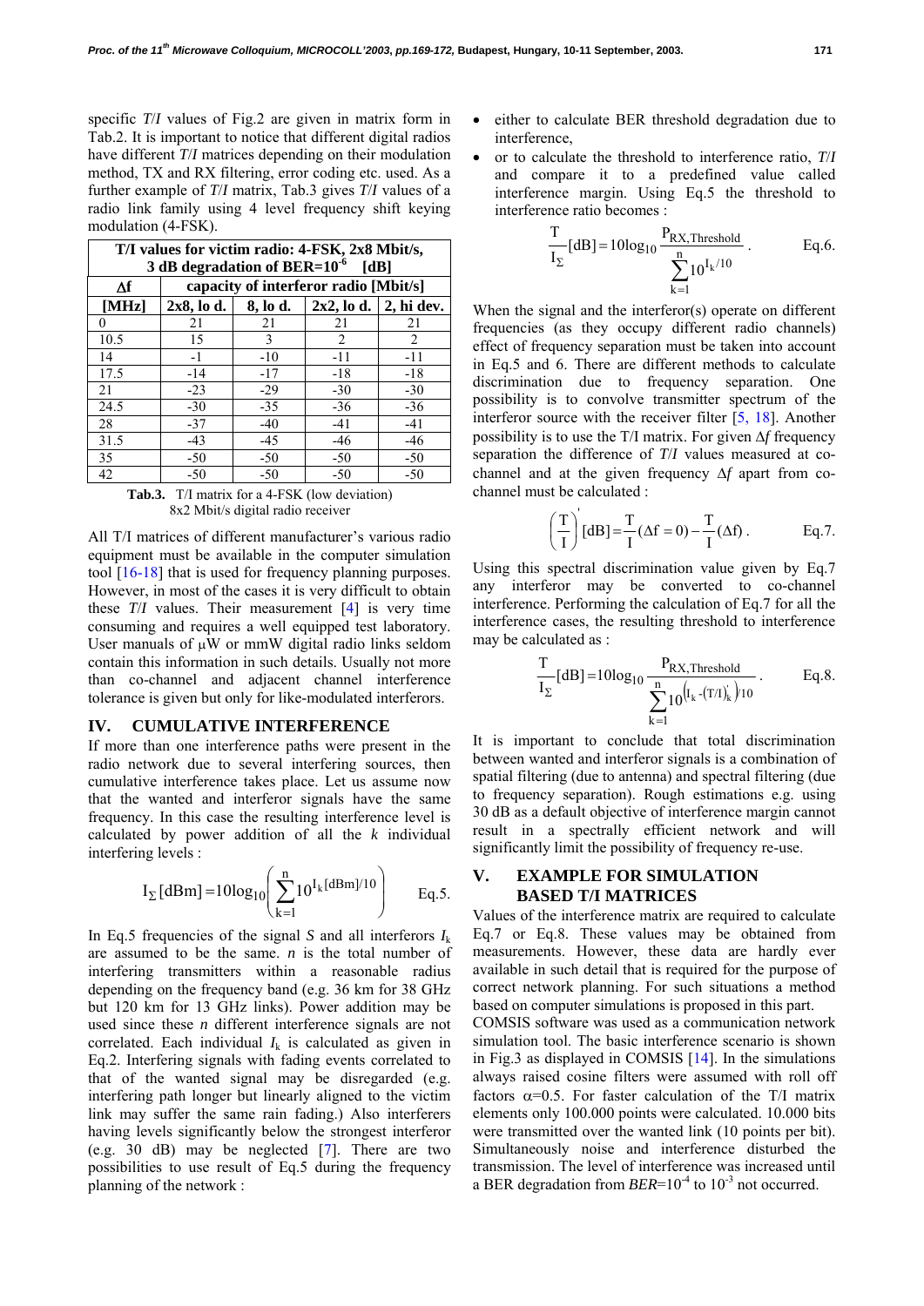specific *T*/*I* values of Fig.2 are given in matrix form in Tab.2. It is important to notice that different digital radios have different *T*/*I* matrices depending on their modulation method, TX and RX filtering, error coding etc. used. As a further example of *T*/*I* matrix, Tab.3 gives *T*/*I* values of a radio link family using 4 level frequency shift keying modulation (4-FSK).

| T/I values for victim radio: 4-FSK, 2x8 Mbit/s, 3 dB degradation of BER=$10^{-6}$ [dB] | | | | |
|---|---|---|---|---|
| **Δf** | **capacity of interferor radio [Mbit/s]** | | | |
| **[MHz]** | **2x8, lo d.** | **8, lo d.** | **2x2, lo d.** | **2, hi dev.** |
| 0 | 21 | 21 | 21 | 21 |
| 10.5 | 15 | 3 | 2 | 2 |
| 14 | -1 | -10 | -11 | -11 |
| 17.5 | -14 | -17 | -18 | -18 |
| 21 | -23 | -29 | -30 | -30 |
| 24.5 | -30 | -35 | -36 | -36 |
| 28 | -37 | -40 | -41 | -41 |
| 31.5 | -43 | -45 | -46 | -46 |
| 35 | -50 | -50 | -50 | -50 |
| 42 | -50 | -50 | -50 | -50 |

**Tab.3.** T/I matrix for a 4-FSK (low deviation) 8x2 Mbit/s digital radio receiver

All T/I matrices of different manufacturer's various radio equipment must be available in the computer simulation tool [16-18] that is used for frequency planning purposes. However, in most of the cases it is very difficult to obtain these *T*/*I* values. Their measurement [4] is very time consuming and requires a well equipped test laboratory. User manuals of μW or mmW digital radio links seldom contain this information in such details. Usually not more than co-channel and adjacent channel interference tolerance is given but only for like-modulated interferors.

## IV. CUMULATIVE INTERFERENCE

If more than one interference paths were present in the radio network due to several interfering sources, then cumulative interference takes place. Let us assume now that the wanted and interferor signals have the same frequency. In this case the resulting interference level is calculated by power addition of all the *k* individual interfering levels :

$$I_\Sigma[\text{dBm}] = 10\log_{10}\left(\sum_{k=1}^{n} 10^{I_k[\text{dBm}]/10}\right) \qquad \text{Eq.5.}$$

In Eq.5 frequencies of the signal *S* and all interferors $I_k$ are assumed to be the same. *n* is the total number of interfering transmitters within a reasonable radius depending on the frequency band (e.g. 36 km for 38 GHz but 120 km for 13 GHz links). Power addition may be used since these *n* different interference signals are not correlated. Each individual $I_k$ is calculated as given in Eq.2. Interfering signals with fading events correlated to that of the wanted signal may be disregarded (e.g. interfering path longer but linearly aligned to the victim link may suffer the same rain fading.) Also interferers having levels significantly below the strongest interferor (e.g. 30 dB) may be neglected [7]. There are two possibilities to use result of Eq.5 during the frequency planning of the network :

- either to calculate BER threshold degradation due to interference,
- or to calculate the threshold to interference ratio, *T*/*I* and compare it to a predefined value called interference margin. Using Eq.5 the threshold to interference ratio becomes :

$$\frac{T}{I_\Sigma}[\text{dB}] = 10\log_{10}\frac{P_{RX,Threshold}}{\sum_{k=1}^{n} 10^{I_k/10}} . \qquad \text{Eq.6.}$$

When the signal and the interferor(s) operate on different frequencies (as they occupy different radio channels) effect of frequency separation must be taken into account in Eq.5 and 6. There are different methods to calculate discrimination due to frequency separation. One possibility is to convolve transmitter spectrum of the interferor source with the receiver filter [5, 18]. Another possibility is to use the T/I matrix. For given Δ*f* frequency separation the difference of *T*/*I* values measured at co-channel and at the given frequency Δ*f* apart from co-channel must be calculated :

$$\left(\frac{T}{I}\right)'[\text{dB}] = \frac{T}{I}(\Delta f = 0) - \frac{T}{I}(\Delta f) . \qquad \text{Eq.7.}$$

Using this spectral discrimination value given by Eq.7 any interferor may be converted to co-channel interference. Performing the calculation of Eq.7 for all the interference cases, the resulting threshold to interference may be calculated as :

$$\frac{T}{I_\Sigma}[\text{dB}] = 10\log_{10}\frac{P_{RX,Threshold}}{\sum_{k=1}^{n} 10^{\left(I_k - (T/I)_k'\right)/10}} . \qquad \text{Eq.8.}$$

It is important to conclude that total discrimination between wanted and interferor signals is a combination of spatial filtering (due to antenna) and spectral filtering (due to frequency separation). Rough estimations e.g. using 30 dB as a default objective of interference margin cannot result in a spectrally efficient network and will significantly limit the possibility of frequency re-use.

## V. EXAMPLE FOR SIMULATION BASED T/I MATRICES

Values of the interference matrix are required to calculate Eq.7 or Eq.8. These values may be obtained from measurements. However, these data are hardly ever available in such detail that is required for the purpose of correct network planning. For such situations a method based on computer simulations is proposed in this part. COMSIS software was used as a communication network simulation tool. The basic interference scenario is shown in Fig.3 as displayed in COMSIS [14]. In the simulations always raised cosine filters were assumed with roll off factors α=0.5. For faster calculation of the T/I matrix elements only 100.000 points were calculated. 10.000 bits were transmitted over the wanted link (10 points per bit). Simultaneously noise and interference disturbed the transmission. The level of interference was increased until a BER degradation from *BER*=$10^{-4}$ to $10^{-3}$ not occurred.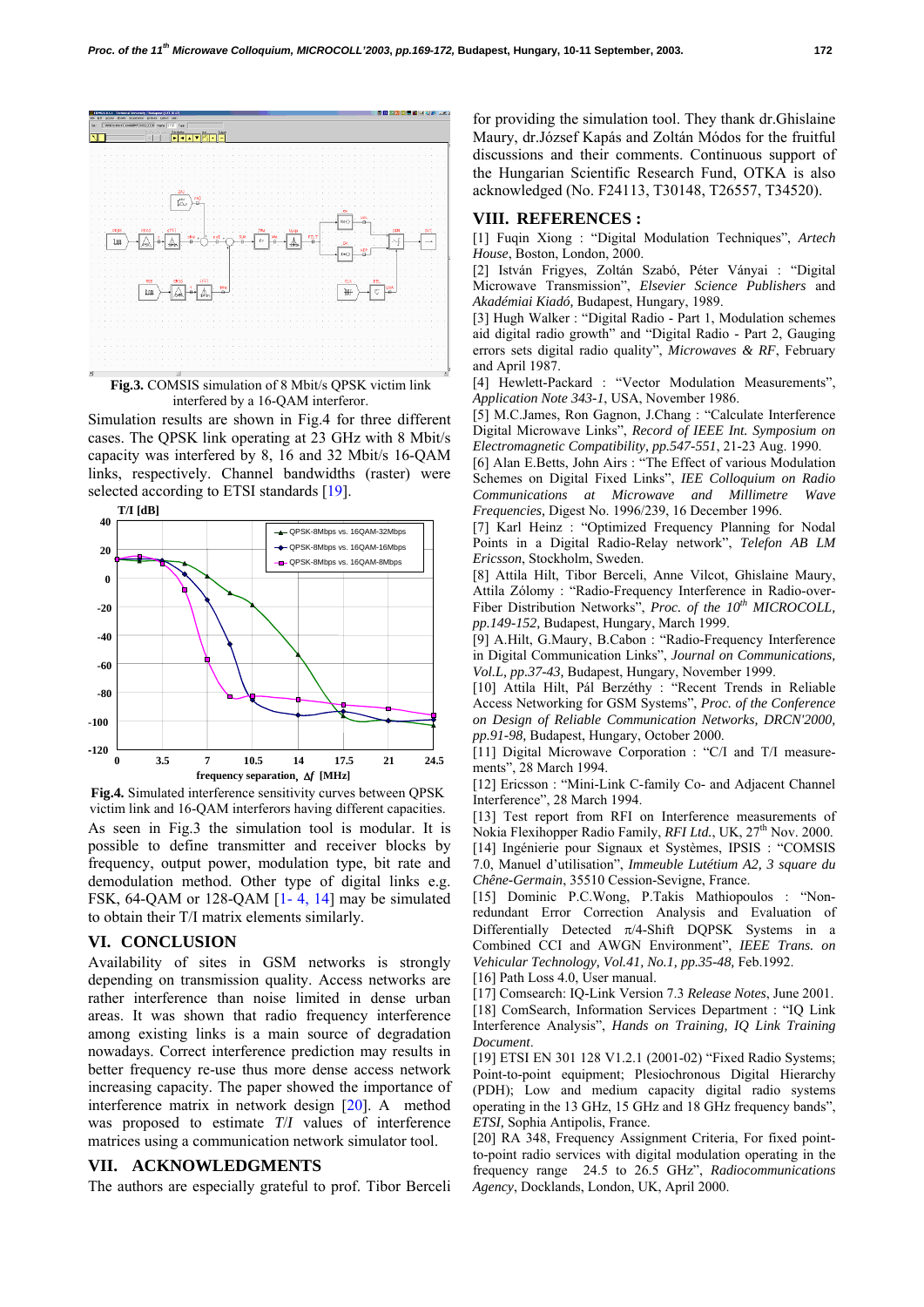Fig.3. COMSIS simulation of 8 Mbit/s QPSK victim link interfered by a 16-QAM interferor.

Simulation results are shown in Fig.4 for three different cases. The QPSK link operating at 23 GHz with 8 Mbit/s capacity was interfered by 8, 16 and 32 Mbit/s 16-QAM links, respectively. Channel bandwidths (raster) were selected according to ETSI standards [19].

T/I [dB]

40
20
0
-20
-40
-60
-80
-100
-120

0 3.5 7 10.5 14 17.5 21 24.5

frequency separation, Δf [MHz]

QPSK-8Mbps vs. 16QAM-32Mbps
QPSK-8Mbps vs. 16QAM-16Mbps
QPSK-8Mbps vs. 16QAM-8Mbps

Fig.4. Simulated interference sensitivity curves between QPSK victim link and 16-QAM interferors having different capacities.

As seen in Fig.3 the simulation tool is modular. It is possible to define transmitter and receiver blocks by frequency, output power, modulation type, bit rate and demodulation method. Other type of digital links e.g. FSK, 64-QAM or 128-QAM [1- 4, 14] may be simulated to obtain their T/I matrix elements similarly.

## VI. CONCLUSION

Availability of sites in GSM networks is strongly depending on transmission quality. Access networks are rather interference than noise limited in dense urban areas. It was shown that radio frequency interference among existing links is a main source of degradation nowadays. Correct interference prediction may results in better frequency re-use thus more dense access network increasing capacity. The paper showed the importance of interference matrix in network design [20]. A method was proposed to estimate *T/I* values of interference matrices using a communication network simulator tool.

## VII. ACKNOWLEDGMENTS

The authors are especially grateful to prof. Tibor Berceli for providing the simulation tool. They thank dr.Ghislaine Maury, dr.József Kapás and Zoltán Módos for the fruitful discussions and their comments. Continuous support of the Hungarian Scientific Research Fund, OTKA is also acknowledged (No. F24113, T30148, T26557, T34520).

## VIII. REFERENCES :

[1] Fuqin Xiong : "Digital Modulation Techniques", *Artech House*, Boston, London, 2000.

[2] István Frigyes, Zoltán Szabó, Péter Ványai : "Digital Microwave Transmission", *Elsevier Science Publishers* and *Akadémiai Kiadó*, Budapest, Hungary, 1989.

[3] Hugh Walker : "Digital Radio - Part 1, Modulation schemes aid digital radio growth" and "Digital Radio - Part 2, Gauging errors sets digital radio quality", *Microwaves & RF*, February and April 1987.

[4] Hewlett-Packard : "Vector Modulation Measurements", *Application Note 343-1*, USA, November 1986.

[5] M.C.James, Ron Gagnon, J.Chang : "Calculate Interference Digital Microwave Links", *Record of IEEE Int. Symposium on Electromagnetic Compatibility, pp.547-551*, 21-23 Aug. 1990.

[6] Alan E.Betts, John Airs : "The Effect of various Modulation Schemes on Digital Fixed Links", *IEE Colloquium on Radio Communications at Microwave and Millimetre Wave Frequencies*, Digest No. 1996/239, 16 December 1996.

[7] Karl Heinz : "Optimized Frequency Planning for Nodal Points in a Digital Radio-Relay network", *Telefon AB LM Ericsson*, Stockholm, Sweden.

[8] Attila Hilt, Tibor Berceli, Anne Vilcot, Ghislaine Maury, Attila Zólomy : "Radio-Frequency Interference in Radio-over-Fiber Distribution Networks", *Proc. of the 10th MICROCOLL, pp.149-152,* Budapest, Hungary, March 1999.

[9] A.Hilt, G.Maury, B.Cabon : "Radio-Frequency Interference in Digital Communication Links", *Journal on Communications, Vol.L, pp.37-43,* Budapest, Hungary, November 1999.

[10] Attila Hilt, Pál Berzéthy : "Recent Trends in Reliable Access Networking for GSM Systems", *Proc. of the Conference on Design of Reliable Communication Networks, DRCN'2000, pp.91-98,* Budapest, Hungary, October 2000.

[11] Digital Microwave Corporation : "C/I and T/I measurements", 28 March 1994.

[12] Ericsson : "Mini-Link C-family Co- and Adjacent Channel Interference", 28 March 1994.

[13] Test report from RFI on Interference measurements of Nokia Flexihopper Radio Family, *RFI Ltd.*, UK, 27th Nov. 2000.

[14] Ingénierie pour Signaux et Systèmes, IPSIS : "COMSIS 7.0, Manuel d'utilisation", *Immeuble Lutétium A2, 3 square du Chêne-Germain*, 35510 Cession-Sevigne, France.

[15] Dominic P.C.Wong, P.Takis Mathiopoulos : "Non-redundant Error Correction Analysis and Evaluation of Differentially Detected π/4-Shift DQPSK Systems in a Combined CCI and AWGN Environment", *IEEE Trans. on Vehicular Technology, Vol.41, No.1, pp.35-48,* Feb.1992.

[16] Path Loss 4.0, User manual.

[17] Comsearch: IQ-Link Version 7.3 *Release Notes*, June 2001.

[18] ComSearch, Information Services Department : "IQ Link Interference Analysis", *Hands on Training, IQ Link Training Document*.

[19] ETSI EN 301 128 V1.2.1 (2001-02) "Fixed Radio Systems; Point-to-point equipment; Plesiochronous Digital Hierarchy (PDH); Low and medium capacity digital radio systems operating in the 13 GHz, 15 GHz and 18 GHz frequency bands", *ETSI,* Sophia Antipolis, France.

[20] RA 348, Frequency Assignment Criteria, For fixed point-to-point radio services with digital modulation operating in the frequency range 24.5 to 26.5 GHz", *Radiocommunications Agency*, Docklands, London, UK, April 2000.